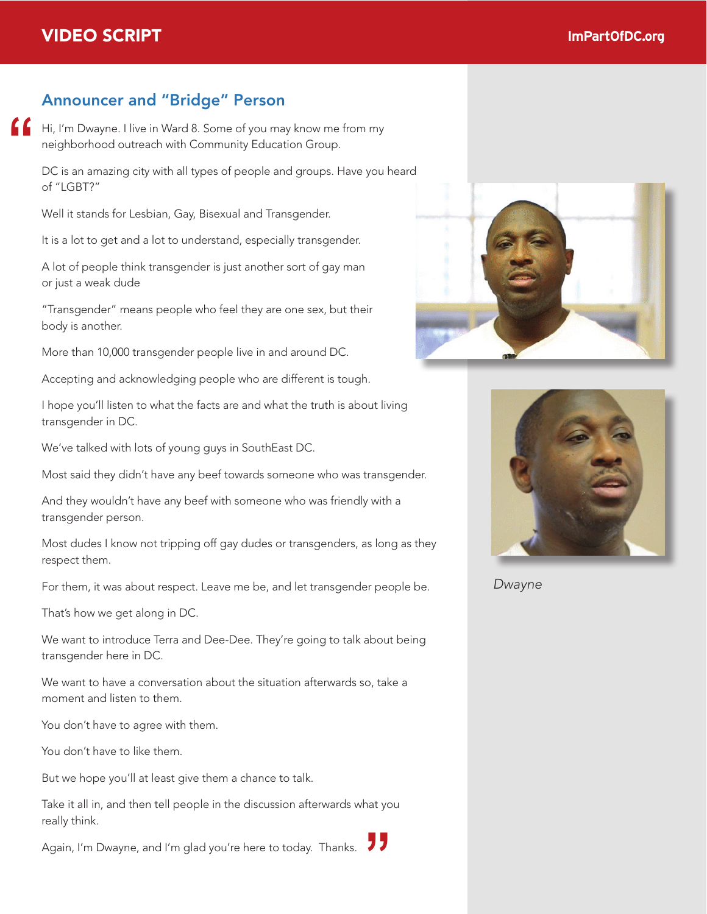# VIDEO SCRIPT

## Announcer and "Bridge" Person

Hi, I'm Dwayne. I live in Ward 8. Some of you may know me from my neighborhood outreach with Community Education Group.

DC is an amazing city with all types of people and groups. Have you heard of "LGBT?"

Well it stands for Lesbian, Gay, Bisexual and Transgender.

It is a lot to get and a lot to understand, especially transgender.

A lot of people think transgender is just another sort of gay man or just a weak dude

"Transgender" means people who feel they are one sex, but their body is another.

More than 10,000 transgender people live in and around DC.

Accepting and acknowledging people who are different is tough.

I hope you'll listen to what the facts are and what the truth is about living transgender in DC.

We've talked with lots of young guys in SouthEast DC.

Most said they didn't have any beef towards someone who was transgender.

And they wouldn't have any beef with someone who was friendly with a transgender person.

Most dudes I know not tripping off gay dudes or transgenders, as long as they respect them.

For them, it was about respect. Leave me be, and let transgender people be.

That's how we get along in DC.

We want to introduce Terra and Dee-Dee. They're going to talk about being transgender here in DC.

We want to have a conversation about the situation afterwards so, take a moment and listen to them.

You don't have to agree with them.

You don't have to like them.

But we hope you'll at least give them a chance to talk.

Take it all in, and then tell people in the discussion afterwards what you really think.

Again, I'm Dwayne, and I'm glad you're here to today. Thanks.

*Dwayne*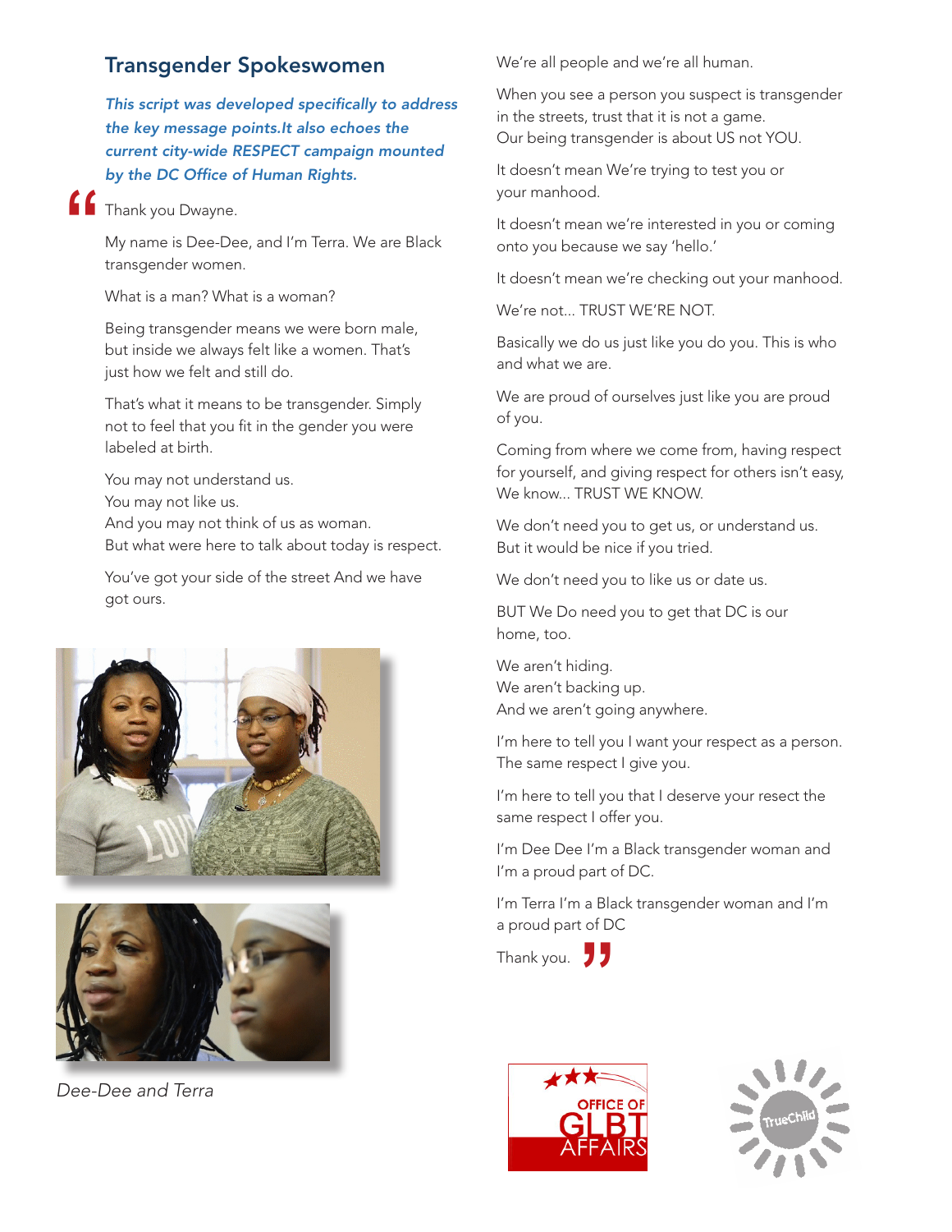## Transgender Spokeswomen

*This script was developed specifically to address the key message points.It also echoes the current city-wide RESPECT campaign mounted by the DC Office of Human Rights.*

"Thank you Dwayne.

My name is Dee-Dee, and I'm Terra. We are Black transgender women.

What is a man? What is a woman?

Being transgender means we were born male, but inside we always felt like a women. That's just how we felt and still do.

That's what it means to be transgender. Simply not to feel that you fit in the gender you were labeled at birth.

You may not understand us.
You may not like us.
And you may not think of us as woman.
But what were here to talk about today is respect.

You've got your side of the street And we have got ours.

*Dee-Dee and Terra*

We're all people and we're all human.

When you see a person you suspect is transgender in the streets, trust that it is not a game.
Our being transgender is about US not YOU.

It doesn't mean We're trying to test you or your manhood.

It doesn't mean we're interested in you or coming onto you because we say 'hello.'

It doesn't mean we're checking out your manhood.

We're not... TRUST WE'RE NOT.

Basically we do us just like you do you. This is who and what we are.

We are proud of ourselves just like you are proud of you.

Coming from where we come from, having respect for yourself, and giving respect for others isn't easy, We know... TRUST WE KNOW.

We don't need you to get us, or understand us. But it would be nice if you tried.

We don't need you to like us or date us.

BUT We Do need you to get that DC is our home, too.

We aren't hiding.
We aren't backing up.
And we aren't going anywhere.

I'm here to tell you I want your respect as a person. The same respect I give you.

I'm here to tell you that I deserve your resect the same respect I offer you.

I'm Dee Dee I'm a Black transgender woman and I'm a proud part of DC.

I'm Terra I'm a Black transgender woman and I'm a proud part of DC

Thank you."

OFFICE OF GLBT AFFAIRS

TrueChild